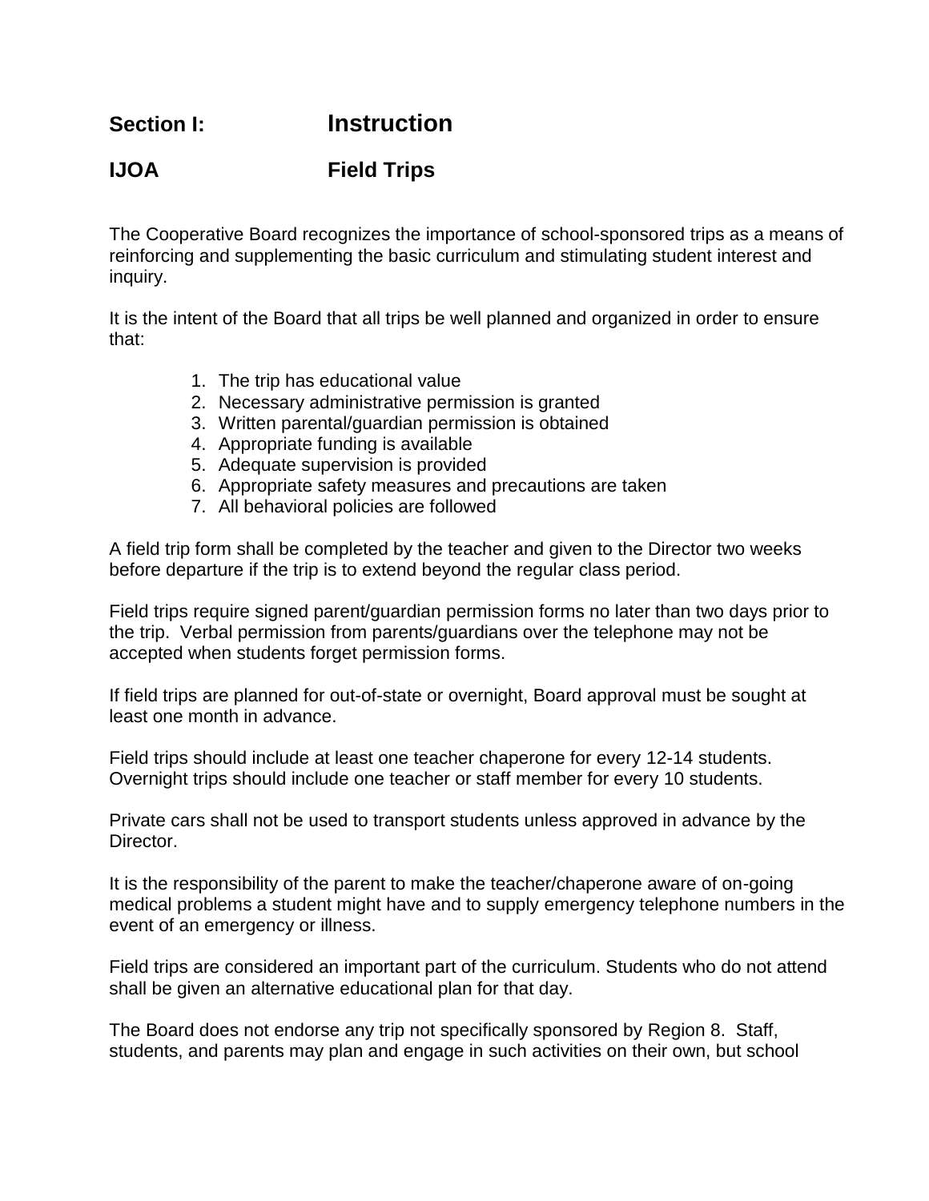## Section I: Instruction

## IJOA Field Trips

The Cooperative Board recognizes the importance of school-sponsored trips as a means of reinforcing and supplementing the basic curriculum and stimulating student interest and inquiry.

It is the intent of the Board that all trips be well planned and organized in order to ensure that:

1. The trip has educational value
2. Necessary administrative permission is granted
3. Written parental/guardian permission is obtained
4. Appropriate funding is available
5. Adequate supervision is provided
6. Appropriate safety measures and precautions are taken
7. All behavioral policies are followed

A field trip form shall be completed by the teacher and given to the Director two weeks before departure if the trip is to extend beyond the regular class period.

Field trips require signed parent/guardian permission forms no later than two days prior to the trip. Verbal permission from parents/guardians over the telephone may not be accepted when students forget permission forms.

If field trips are planned for out-of-state or overnight, Board approval must be sought at least one month in advance.

Field trips should include at least one teacher chaperone for every 12-14 students. Overnight trips should include one teacher or staff member for every 10 students.

Private cars shall not be used to transport students unless approved in advance by the Director.

It is the responsibility of the parent to make the teacher/chaperone aware of on-going medical problems a student might have and to supply emergency telephone numbers in the event of an emergency or illness.

Field trips are considered an important part of the curriculum. Students who do not attend shall be given an alternative educational plan for that day.

The Board does not endorse any trip not specifically sponsored by Region 8. Staff, students, and parents may plan and engage in such activities on their own, but school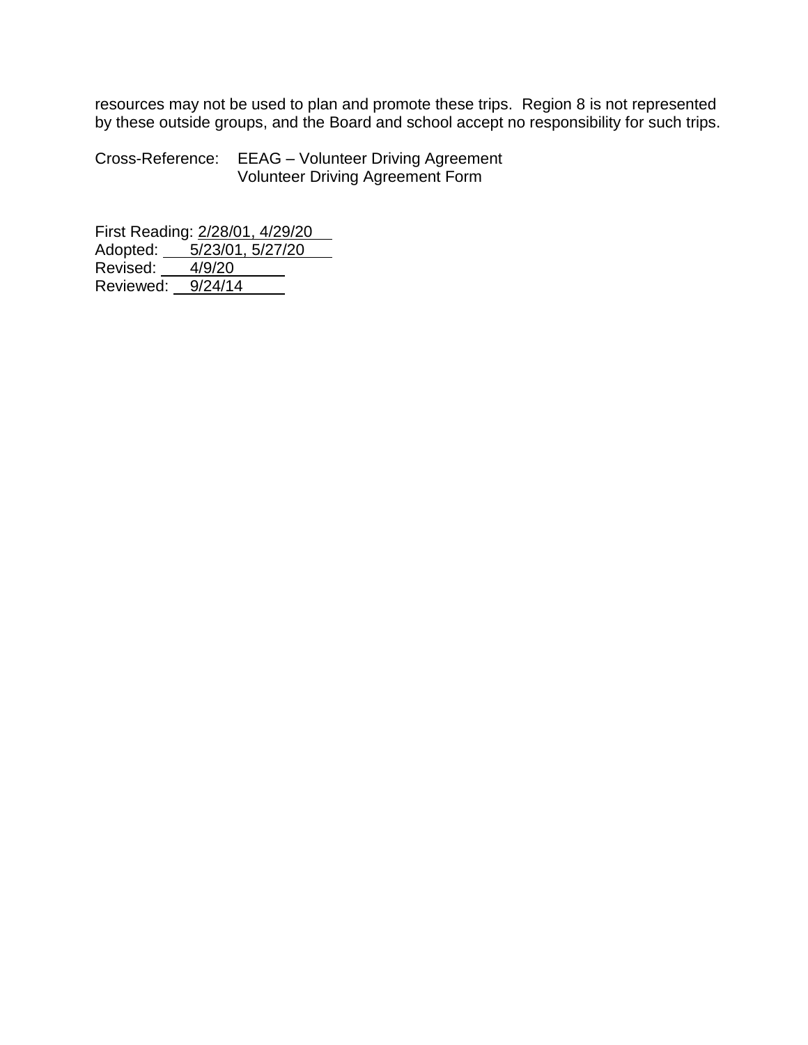resources may not be used to plan and promote these trips. Region 8 is not represented by these outside groups, and the Board and school accept no responsibility for such trips.

Cross-Reference: EEAG – Volunteer Driving Agreement
Volunteer Driving Agreement Form

First Reading: 2/28/01, 4/29/20
Adopted: 5/23/01, 5/27/20
Revised: 4/9/20
Reviewed: 9/24/14